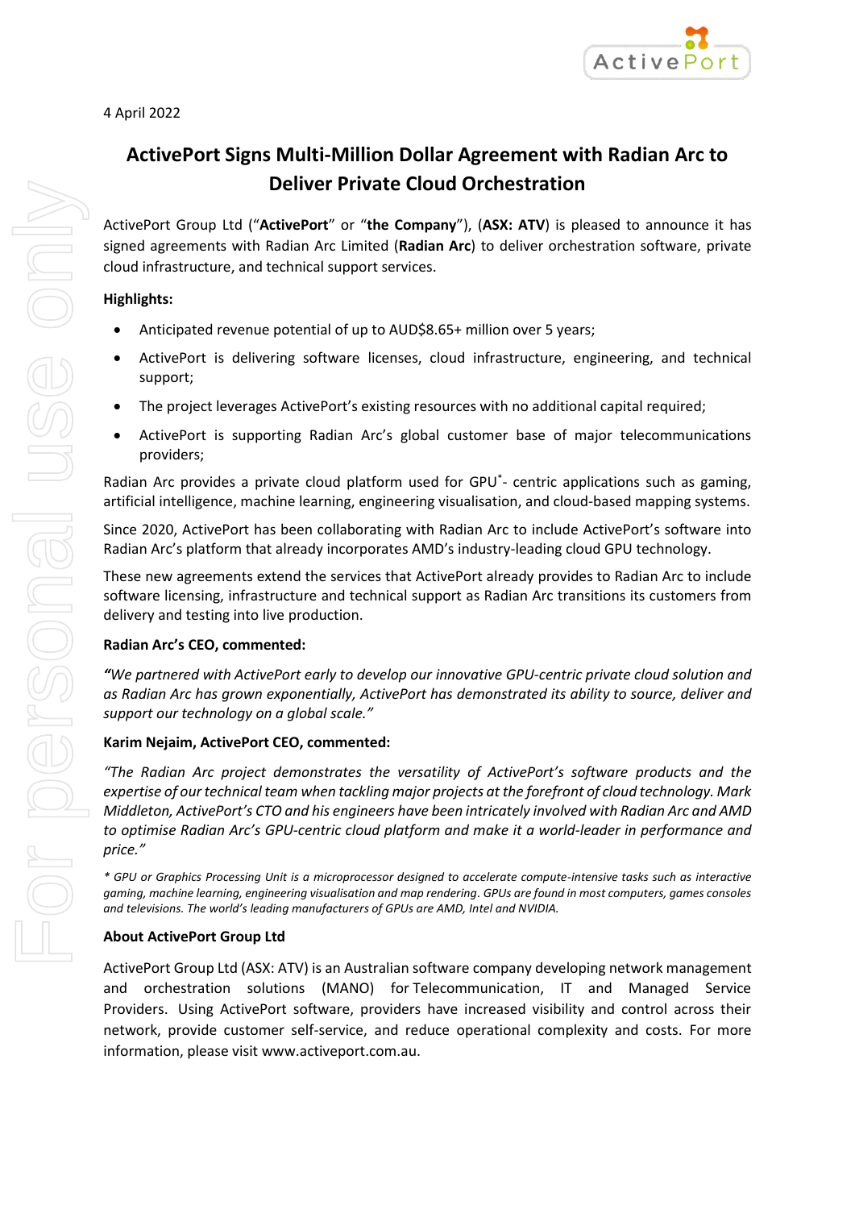4 April 2022

# ActivePort Signs Multi-Million Dollar Agreement with Radian Arc to Deliver Private Cloud Orchestration

ActivePort Group Ltd ("**ActivePort**" or "**the Company**"), (**ASX: ATV**) is pleased to announce it has signed agreements with Radian Arc Limited (**Radian Arc**) to deliver orchestration software, private cloud infrastructure, and technical support services.

**Highlights:**

- Anticipated revenue potential of up to AUD$8.65+ million over 5 years;
- ActivePort is delivering software licenses, cloud infrastructure, engineering, and technical support;
- The project leverages ActivePort's existing resources with no additional capital required;
- ActivePort is supporting Radian Arc's global customer base of major telecommunications providers;

Radian Arc provides a private cloud platform used for GPU*- centric applications such as gaming, artificial intelligence, machine learning, engineering visualisation, and cloud-based mapping systems.

Since 2020, ActivePort has been collaborating with Radian Arc to include ActivePort's software into Radian Arc's platform that already incorporates AMD's industry-leading cloud GPU technology.

These new agreements extend the services that ActivePort already provides to Radian Arc to include software licensing, infrastructure and technical support as Radian Arc transitions its customers from delivery and testing into live production.

**Radian Arc's CEO, commented:**

*"We partnered with ActivePort early to develop our innovative GPU-centric private cloud solution and as Radian Arc has grown exponentially, ActivePort has demonstrated its ability to source, deliver and support our technology on a global scale."*

**Karim Nejaim, ActivePort CEO, commented:**

*"The Radian Arc project demonstrates the versatility of ActivePort's software products and the expertise of our technical team when tackling major projects at the forefront of cloud technology. Mark Middleton, ActivePort's CTO and his engineers have been intricately involved with Radian Arc and AMD to optimise Radian Arc's GPU-centric cloud platform and make it a world-leader in performance and price."*

*\* GPU or Graphics Processing Unit is a microprocessor designed to accelerate compute-intensive tasks such as interactive gaming, machine learning, engineering visualisation and map rendering. GPUs are found in most computers, games consoles and televisions. The world's leading manufacturers of GPUs are AMD, Intel and NVIDIA.*

**About ActivePort Group Ltd**

ActivePort Group Ltd (ASX: ATV) is an Australian software company developing network management and orchestration solutions (MANO) for Telecommunication, IT and Managed Service Providers. Using ActivePort software, providers have increased visibility and control across their network, provide customer self-service, and reduce operational complexity and costs. For more information, please visit www.activeport.com.au.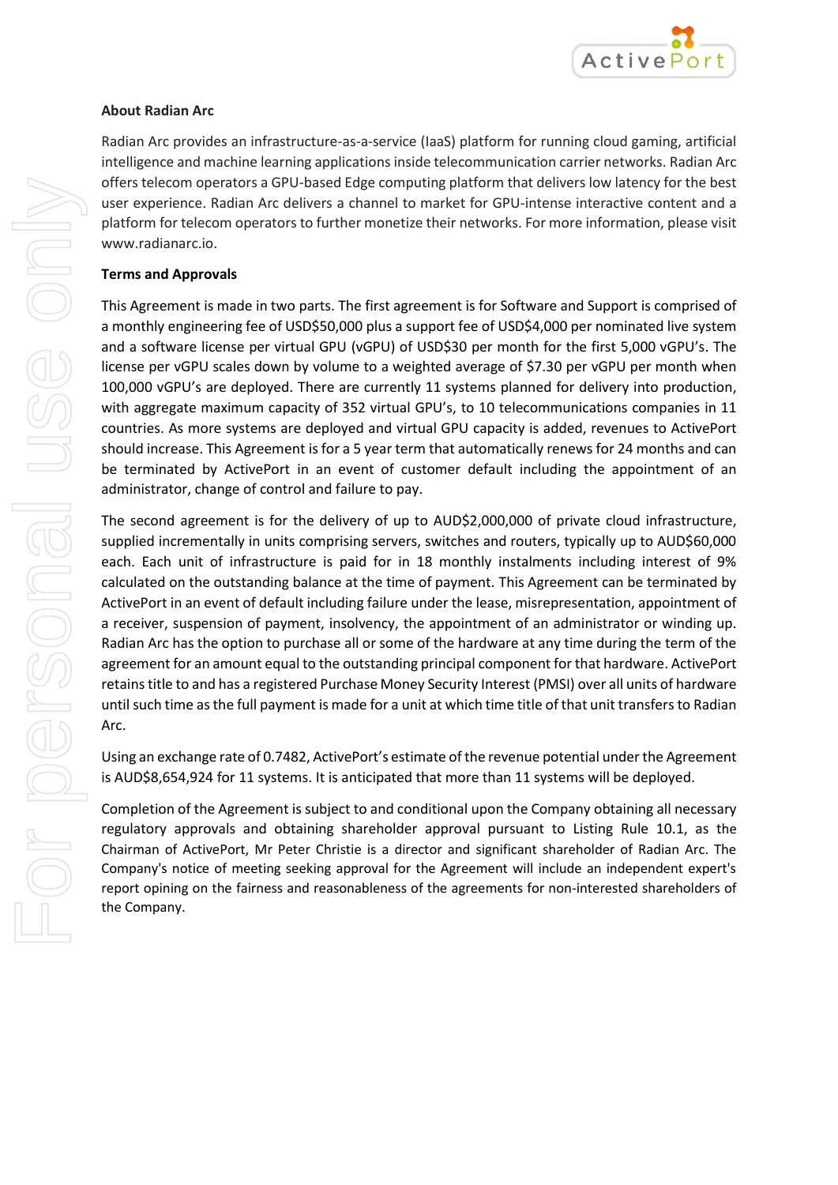**About Radian Arc**

Radian Arc provides an infrastructure-as-a-service (IaaS) platform for running cloud gaming, artificial intelligence and machine learning applications inside telecommunication carrier networks. Radian Arc offers telecom operators a GPU-based Edge computing platform that delivers low latency for the best user experience. Radian Arc delivers a channel to market for GPU-intense interactive content and a platform for telecom operators to further monetize their networks. For more information, please visit www.radianarc.io.

**Terms and Approvals**

This Agreement is made in two parts. The first agreement is for Software and Support is comprised of a monthly engineering fee of USD$50,000 plus a support fee of USD$4,000 per nominated live system and a software license per virtual GPU (vGPU) of USD$30 per month for the first 5,000 vGPU's. The license per vGPU scales down by volume to a weighted average of $7.30 per vGPU per month when 100,000 vGPU's are deployed. There are currently 11 systems planned for delivery into production, with aggregate maximum capacity of 352 virtual GPU's, to 10 telecommunications companies in 11 countries. As more systems are deployed and virtual GPU capacity is added, revenues to ActivePort should increase. This Agreement is for a 5 year term that automatically renews for 24 months and can be terminated by ActivePort in an event of customer default including the appointment of an administrator, change of control and failure to pay.

The second agreement is for the delivery of up to AUD$2,000,000 of private cloud infrastructure, supplied incrementally in units comprising servers, switches and routers, typically up to AUD$60,000 each. Each unit of infrastructure is paid for in 18 monthly instalments including interest of 9% calculated on the outstanding balance at the time of payment. This Agreement can be terminated by ActivePort in an event of default including failure under the lease, misrepresentation, appointment of a receiver, suspension of payment, insolvency, the appointment of an administrator or winding up. Radian Arc has the option to purchase all or some of the hardware at any time during the term of the agreement for an amount equal to the outstanding principal component for that hardware. ActivePort retains title to and has a registered Purchase Money Security Interest (PMSI) over all units of hardware until such time as the full payment is made for a unit at which time title of that unit transfers to Radian Arc.

Using an exchange rate of 0.7482, ActivePort's estimate of the revenue potential under the Agreement is AUD$8,654,924 for 11 systems. It is anticipated that more than 11 systems will be deployed.

Completion of the Agreement is subject to and conditional upon the Company obtaining all necessary regulatory approvals and obtaining shareholder approval pursuant to Listing Rule 10.1, as the Chairman of ActivePort, Mr Peter Christie is a director and significant shareholder of Radian Arc. The Company's notice of meeting seeking approval for the Agreement will include an independent expert's report opining on the fairness and reasonableness of the agreements for non-interested shareholders of the Company.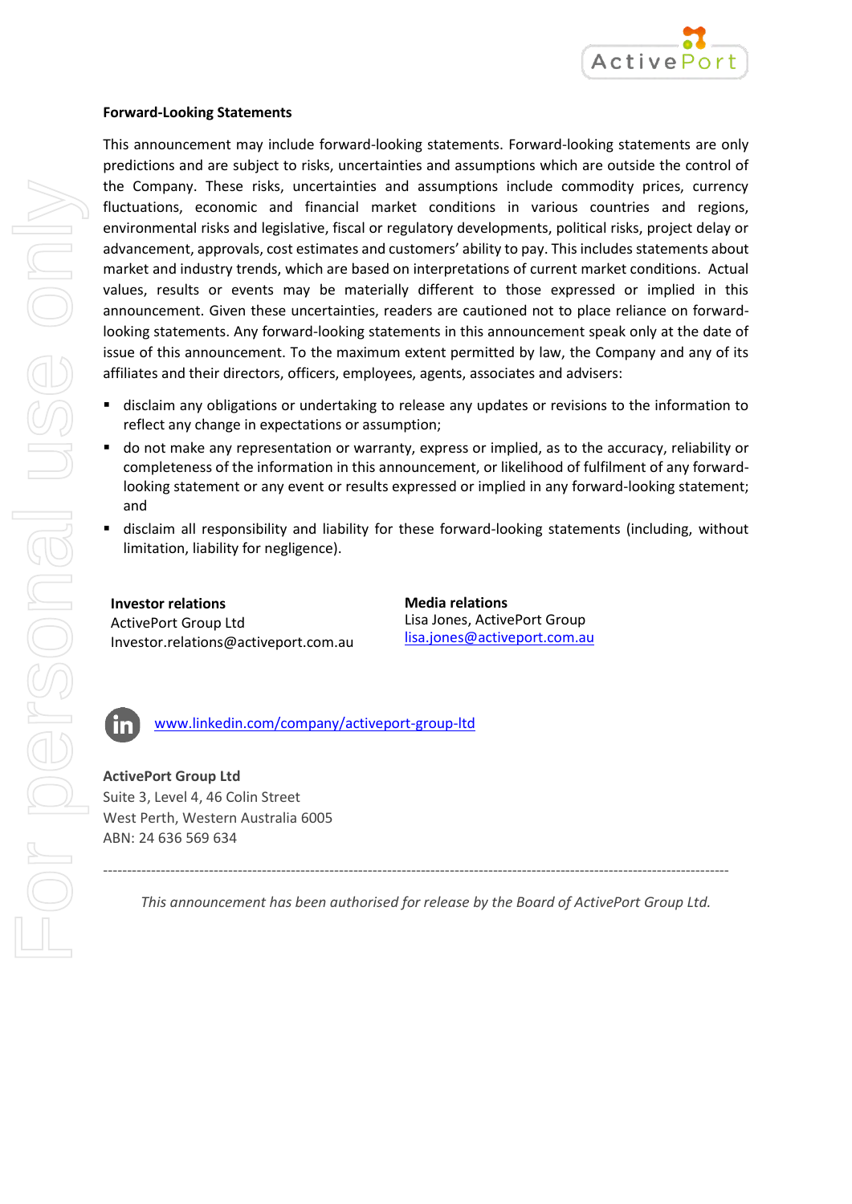**Forward-Looking Statements**

This announcement may include forward-looking statements. Forward-looking statements are only predictions and are subject to risks, uncertainties and assumptions which are outside the control of the Company. These risks, uncertainties and assumptions include commodity prices, currency fluctuations, economic and financial market conditions in various countries and regions, environmental risks and legislative, fiscal or regulatory developments, political risks, project delay or advancement, approvals, cost estimates and customers' ability to pay. This includes statements about market and industry trends, which are based on interpretations of current market conditions. Actual values, results or events may be materially different to those expressed or implied in this announcement. Given these uncertainties, readers are cautioned not to place reliance on forward-looking statements. Any forward-looking statements in this announcement speak only at the date of issue of this announcement. To the maximum extent permitted by law, the Company and any of its affiliates and their directors, officers, employees, agents, associates and advisers:

- disclaim any obligations or undertaking to release any updates or revisions to the information to reflect any change in expectations or assumption;
- do not make any representation or warranty, express or implied, as to the accuracy, reliability or completeness of the information in this announcement, or likelihood of fulfilment of any forward-looking statement or any event or results expressed or implied in any forward-looking statement; and
- disclaim all responsibility and liability for these forward-looking statements (including, without limitation, liability for negligence).

**Investor relations**
ActivePort Group Ltd
Investor.relations@activeport.com.au

**Media relations**
Lisa Jones, ActivePort Group
lisa.jones@activeport.com.au

www.linkedin.com/company/activeport-group-ltd

**ActivePort Group Ltd**
Suite 3, Level 4, 46 Colin Street
West Perth, Western Australia 6005
ABN: 24 636 569 634

---

*This announcement has been authorised for release by the Board of ActivePort Group Ltd.*